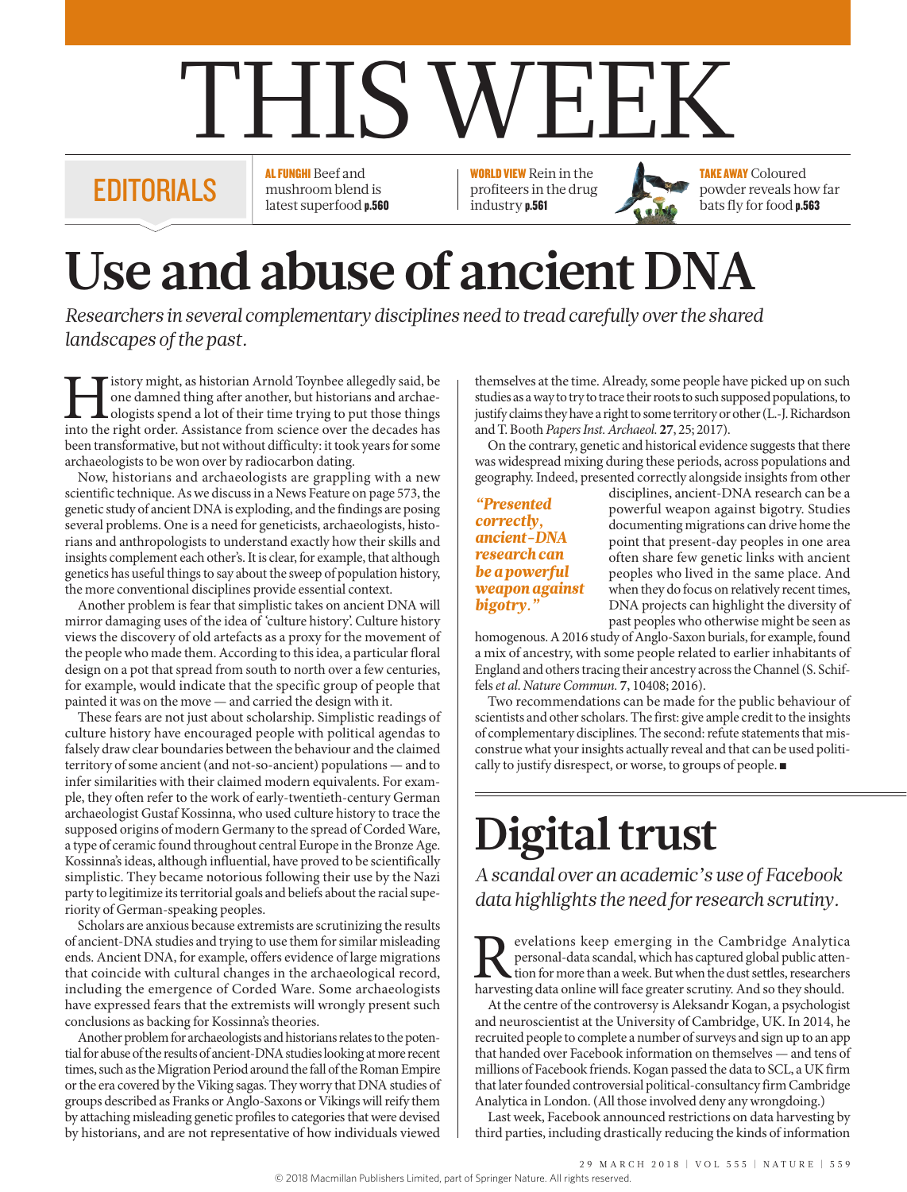# THIS WEEK

## EDITORIALS

**AL FUNGHI** Beef and mushroom blend is latest superfood **p.560**

**WORLD VIEW** Rein in the profiteers in the drug industry **p.561**

**TAKE AWAY** Coloured powder reveals how far bats fly for food **p.563**

# Use and abuse of ancient DNA

*Researchers in several complementary disciplines need to tread carefully over the shared landscapes of the past.*

History might, as historian Arnold Toynbee allegedly said, be one damned thing after another, but historians and archaeologists spend a lot of their time trying to put those things into the right order. Assistance from science over the decades has been transformative, but not without difficulty: it took years for some archaeologists to be won over by radiocarbon dating.

Now, historians and archaeologists are grappling with a new scientific technique. As we discuss in a News Feature on page 573, the genetic study of ancient DNA is exploding, and the findings are posing several problems. One is a need for geneticists, archaeologists, historians and anthropologists to understand exactly how their skills and insights complement each other's. It is clear, for example, that although genetics has useful things to say about the sweep of population history, the more conventional disciplines provide essential context.

Another problem is fear that simplistic takes on ancient DNA will mirror damaging uses of the idea of 'culture history'. Culture history views the discovery of old artefacts as a proxy for the movement of the people who made them. According to this idea, a particular floral design on a pot that spread from south to north over a few centuries, for example, would indicate that the specific group of people that painted it was on the move — and carried the design with it.

These fears are not just about scholarship. Simplistic readings of culture history have encouraged people with political agendas to falsely draw clear boundaries between the behaviour and the claimed territory of some ancient (and not-so-ancient) populations — and to infer similarities with their claimed modern equivalents. For example, they often refer to the work of early-twentieth-century German archaeologist Gustaf Kossinna, who used culture history to trace the supposed origins of modern Germany to the spread of Corded Ware, a type of ceramic found throughout central Europe in the Bronze Age. Kossinna's ideas, although influential, have proved to be scientifically simplistic. They became notorious following their use by the Nazi party to legitimize its territorial goals and beliefs about the racial superiority of German-speaking peoples.

Scholars are anxious because extremists are scrutinizing the results of ancient-DNA studies and trying to use them for similar misleading ends. Ancient DNA, for example, offers evidence of large migrations that coincide with cultural changes in the archaeological record, including the emergence of Corded Ware. Some archaeologists have expressed fears that the extremists will wrongly present such conclusions as backing for Kossinna's theories.

Another problem for archaeologists and historians relates to the potential for abuse of the results of ancient-DNA studies looking at more recent times, such as the Migration Period around the fall of the Roman Empire or the era covered by the Viking sagas. They worry that DNA studies of groups described as Franks or Anglo-Saxons or Vikings will reify them by attaching misleading genetic profiles to categories that were devised by historians, and are not representative of how individuals viewed themselves at the time. Already, some people have picked up on such studies as a way to try to trace their roots to such supposed populations, to justify claims they have a right to some territory or other (L.-J. Richardson and T. Booth *Papers Inst. Archaeol.* **27**, 25; 2017).

On the contrary, genetic and historical evidence suggests that there was widespread mixing during these periods, across populations and geography. Indeed, presented correctly alongside insights from other disciplines, ancient-DNA research can be a powerful weapon against bigotry. Studies documenting migrations can drive home the point that present-day peoples in one area often share few genetic links with ancient peoples who lived in the same place. And when they do focus on relatively recent times, DNA projects can highlight the diversity of past peoples who otherwise might be seen as homogenous. A 2016 study of Anglo-Saxon burials, for example, found a mix of ancestry, with some people related to earlier inhabitants of England and others tracing their ancestry across the Channel (S. Schiffels *et al. Nature Commun.* **7**, 10408; 2016).

> *"Presented correctly, ancient-DNA research can be a powerful weapon against bigotry."*

Two recommendations can be made for the public behaviour of scientists and other scholars. The first: give ample credit to the insights of complementary disciplines. The second: refute statements that misconstrue what your insights actually reveal and that can be used politically to justify disrespect, or worse, to groups of people. ■

# Digital trust

*A scandal over an academic's use of Facebook data highlights the need for research scrutiny.*

Revelations keep emerging in the Cambridge Analytica personal-data scandal, which has captured global public attention for more than a week. But when the dust settles, researchers harvesting data online will face greater scrutiny. And so they should.

At the centre of the controversy is Aleksandr Kogan, a psychologist and neuroscientist at the University of Cambridge, UK. In 2014, he recruited people to complete a number of surveys and sign up to an app that handed over Facebook information on themselves — and tens of millions of Facebook friends. Kogan passed the data to SCL, a UK firm that later founded controversial political-consultancy firm Cambridge Analytica in London. (All those involved deny any wrongdoing.)

Last week, Facebook announced restrictions on data harvesting by third parties, including drastically reducing the kinds of information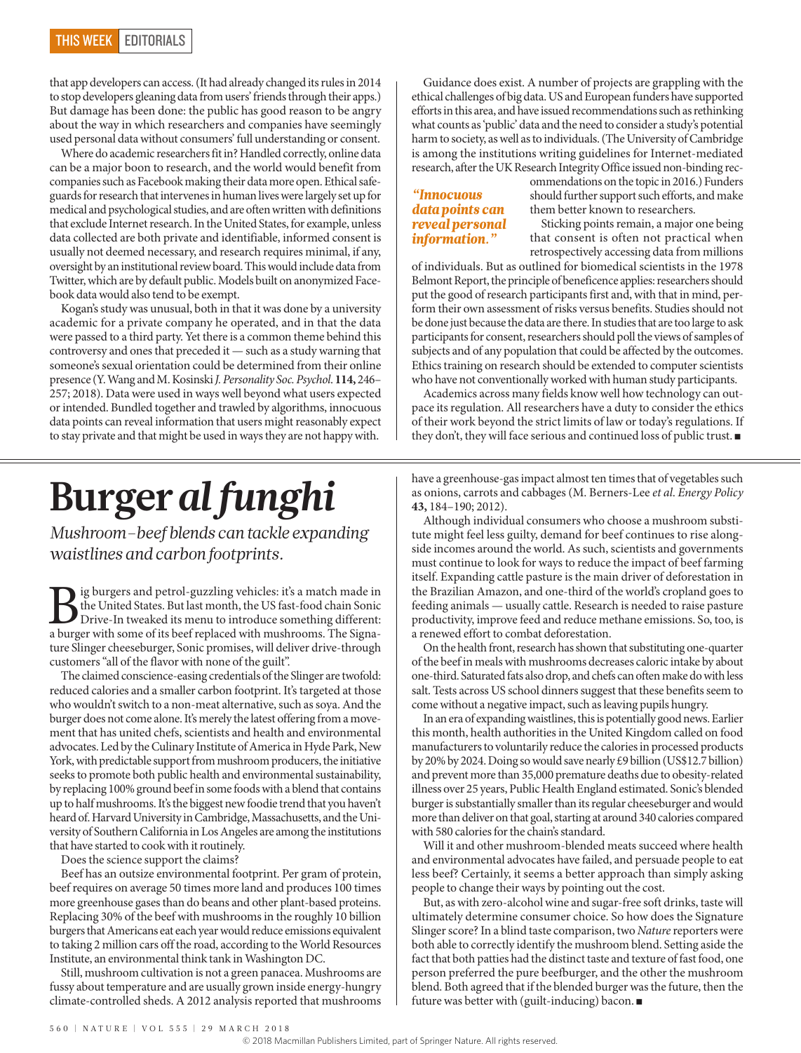that app developers can access. (It had already changed its rules in 2014 to stop developers gleaning data from users' friends through their apps.) But damage has been done: the public has good reason to be angry about the way in which researchers and companies have seemingly used personal data without consumers' full understanding or consent.

Where do academic researchers fit in? Handled correctly, online data can be a major boon to research, and the world would benefit from companies such as Facebook making their data more open. Ethical safeguards for research that intervenes in human lives were largely set up for medical and psychological studies, and are often written with definitions that exclude Internet research. In the United States, for example, unless data collected are both private and identifiable, informed consent is usually not deemed necessary, and research requires minimal, if any, oversight by an institutional review board. This would include data from Twitter, which are by default public. Models built on anonymized Facebook data would also tend to be exempt.

Kogan's study was unusual, both in that it was done by a university academic for a private company he operated, and in that the data were passed to a third party. Yet there is a common theme behind this controversy and ones that preceded it — such as a study warning that someone's sexual orientation could be determined from their online presence (Y. Wang and M. Kosinski *J. Personality Soc. Psychol.* **114,** 246–257; 2018). Data were used in ways well beyond what users expected or intended. Bundled together and trawled by algorithms, innocuous data points can reveal information that users might reasonably expect to stay private and that might be used in ways they are not happy with.

Guidance does exist. A number of projects are grappling with the ethical challenges of big data. US and European funders have supported efforts in this area, and have issued recommendations such as rethinking what counts as 'public' data and the need to consider a study's potential harm to society, as well as to individuals. (The University of Cambridge is among the institutions writing guidelines for Internet-mediated research, after the UK Research Integrity Office issued non-binding recommendations on the topic in 2016.) Funders should further support such efforts, and make them better known to researchers.

> *"Innocuous data points can reveal personal information."*

Sticking points remain, a major one being that consent is often not practical when retrospectively accessing data from millions of individuals. But as outlined for biomedical scientists in the 1978 Belmont Report, the principle of beneficence applies: researchers should put the good of research participants first and, with that in mind, perform their own assessment of risks versus benefits. Studies should not be done just because the data are there. In studies that are too large to ask participants for consent, researchers should poll the views of samples of subjects and of any population that could be affected by the outcomes. Ethics training on research should be extended to computer scientists who have not conventionally worked with human study participants.

Academics across many fields know well how technology can outpace its regulation. All researchers have a duty to consider the ethics of their work beyond the strict limits of law or today's regulations. If they don't, they will face serious and continued loss of public trust. ■

# Burger *al funghi*

*Mushroom–beef blends can tackle expanding waistlines and carbon footprints.*

Big burgers and petrol-guzzling vehicles: it's a match made in the United States. But last month, the US fast-food chain Sonic Drive-In tweaked its menu to introduce something different: a burger with some of its beef replaced with mushrooms. The Signature Slinger cheeseburger, Sonic promises, will deliver drive-through customers "all of the flavor with none of the guilt".

The claimed conscience-easing credentials of the Slinger are twofold: reduced calories and a smaller carbon footprint. It's targeted at those who wouldn't switch to a non-meat alternative, such as soya. And the burger does not come alone. It's merely the latest offering from a movement that has united chefs, scientists and health and environmental advocates. Led by the Culinary Institute of America in Hyde Park, New York, with predictable support from mushroom producers, the initiative seeks to promote both public health and environmental sustainability, by replacing 100% ground beef in some foods with a blend that contains up to half mushrooms. It's the biggest new foodie trend that you haven't heard of. Harvard University in Cambridge, Massachusetts, and the University of Southern California in Los Angeles are among the institutions that have started to cook with it routinely.

Does the science support the claims?

Beef has an outsize environmental footprint. Per gram of protein, beef requires on average 50 times more land and produces 100 times more greenhouse gases than do beans and other plant-based proteins. Replacing 30% of the beef with mushrooms in the roughly 10 billion burgers that Americans eat each year would reduce emissions equivalent to taking 2 million cars off the road, according to the World Resources Institute, an environmental think tank in Washington DC.

Still, mushroom cultivation is not a green panacea. Mushrooms are fussy about temperature and are usually grown inside energy-hungry climate-controlled sheds. A 2012 analysis reported that mushrooms have a greenhouse-gas impact almost ten times that of vegetables such as onions, carrots and cabbages (M. Berners-Lee *et al. Energy Policy* **43,** 184–190; 2012).

Although individual consumers who choose a mushroom substitute might feel less guilty, demand for beef continues to rise alongside incomes around the world. As such, scientists and governments must continue to look for ways to reduce the impact of beef farming itself. Expanding cattle pasture is the main driver of deforestation in the Brazilian Amazon, and one-third of the world's cropland goes to feeding animals — usually cattle. Research is needed to raise pasture productivity, improve feed and reduce methane emissions. So, too, is a renewed effort to combat deforestation.

On the health front, research has shown that substituting one-quarter of the beef in meals with mushrooms decreases caloric intake by about one-third. Saturated fats also drop, and chefs can often make do with less salt. Tests across US school dinners suggest that these benefits seem to come without a negative impact, such as leaving pupils hungry.

In an era of expanding waistlines, this is potentially good news. Earlier this month, health authorities in the United Kingdom called on food manufacturers to voluntarily reduce the calories in processed products by 20% by 2024. Doing so would save nearly £9 billion (US$12.7 billion) and prevent more than 35,000 premature deaths due to obesity-related illness over 25 years, Public Health England estimated. Sonic's blended burger is substantially smaller than its regular cheeseburger and would more than deliver on that goal, starting at around 340 calories compared with 580 calories for the chain's standard.

Will it and other mushroom-blended meats succeed where health and environmental advocates have failed, and persuade people to eat less beef? Certainly, it seems a better approach than simply asking people to change their ways by pointing out the cost.

But, as with zero-alcohol wine and sugar-free soft drinks, taste will ultimately determine consumer choice. So how does the Signature Slinger score? In a blind taste comparison, two *Nature* reporters were both able to correctly identify the mushroom blend. Setting aside the fact that both patties had the distinct taste and texture of fast food, one person preferred the pure beefburger, and the other the mushroom blend. Both agreed that if the blended burger was the future, then the future was better with (guilt-inducing) bacon. ■